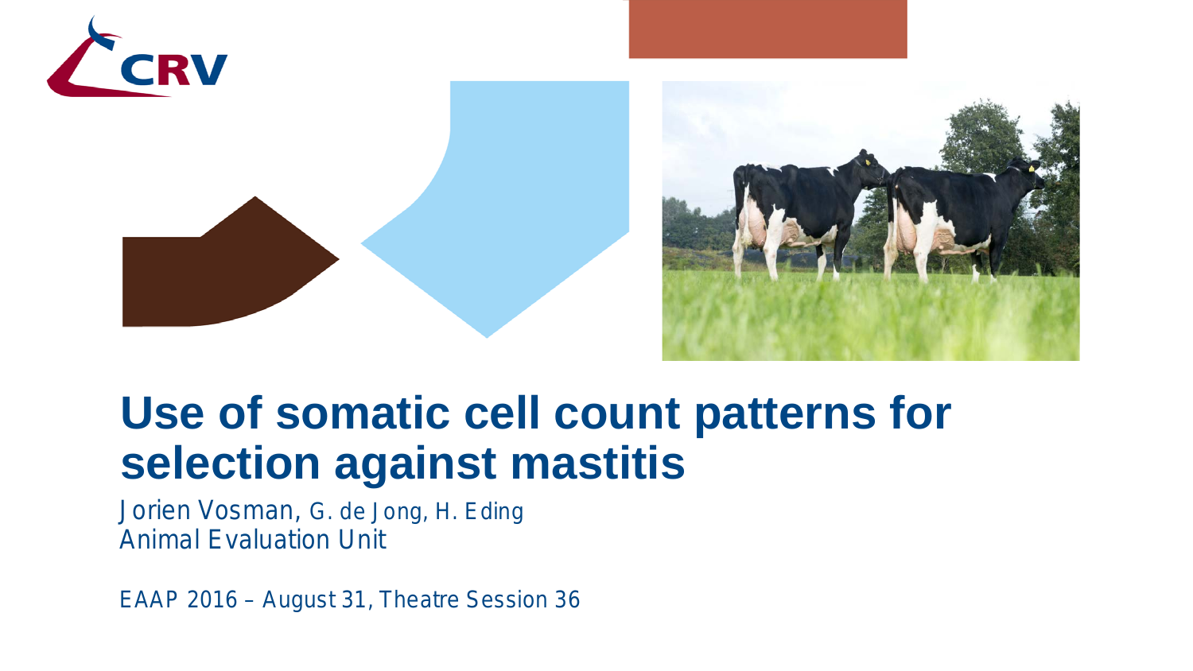# Use of somatic cell count patterns for selection against mastitis

Jorien Vosman, G. de Jong, H. Eding
Animal Evaluation Unit

EAAP 2016 – August 31, Theatre Session 36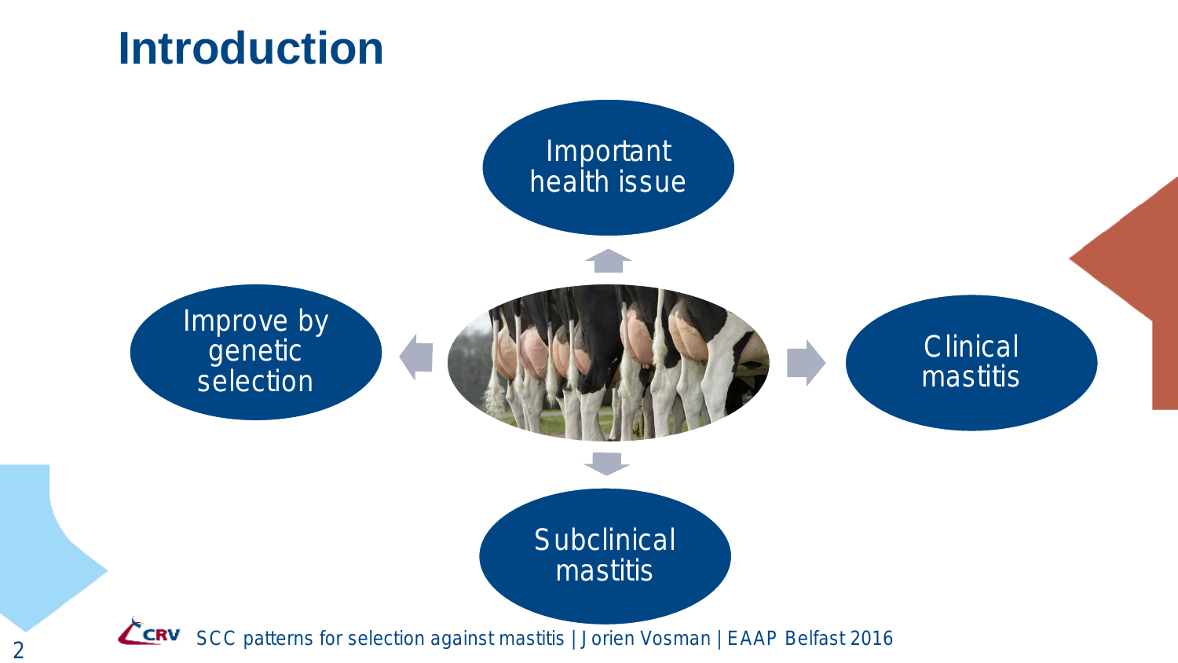# Introduction

- Important health issue
- Clinical mastitis
- Subclinical mastitis
- Improve by genetic selection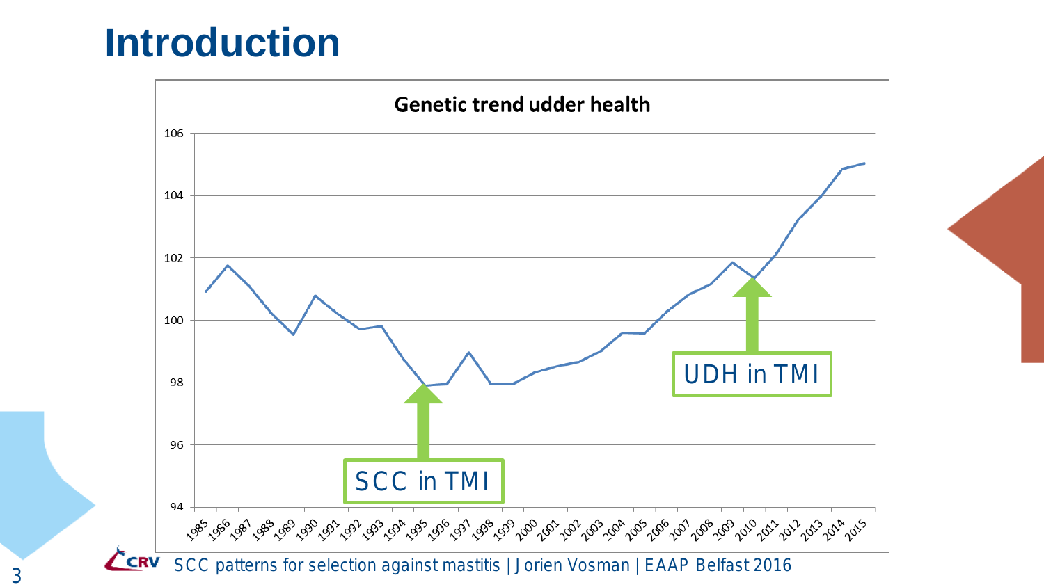# Introduction

**Genetic trend udder health**

SCC in TMI

UDH in TMI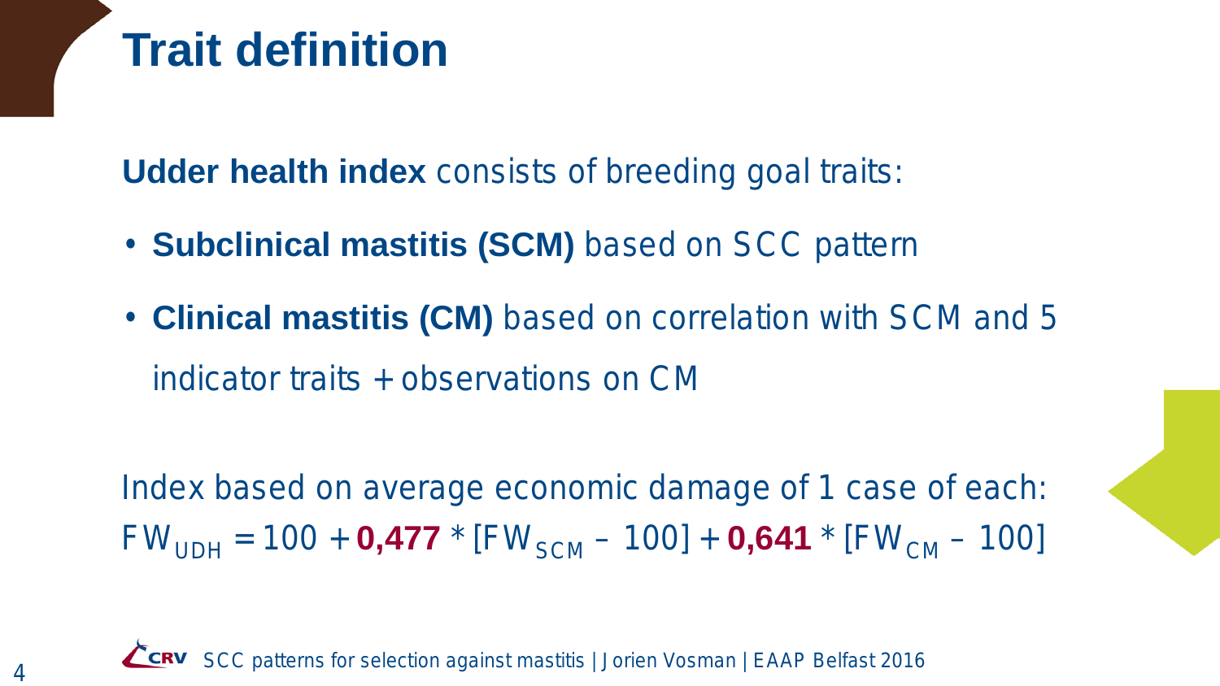# Trait definition

**Udder health index** consists of breeding goal traits:

- **Subclinical mastitis (SCM)** based on SCC pattern
- **Clinical mastitis (CM)** based on correlation with SCM and 5 indicator traits + observations on CM

Index based on average economic damage of 1 case of each:

$$FW_{UDH} = 100 + \mathbf{0{,}477} * [FW_{SCM} - 100] + \mathbf{0{,}641} * [FW_{CM} - 100]$$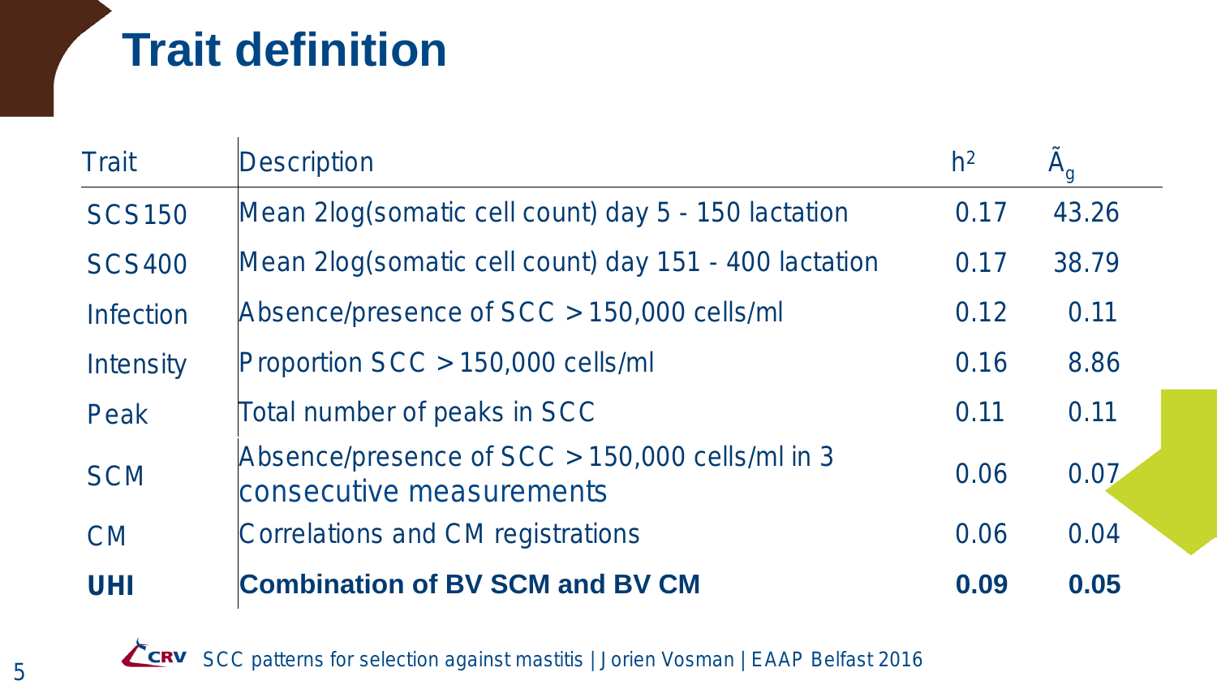# Trait definition

| Trait | Description | $h^2$ | $\tilde{A}_g$ |
|---|---|---|---|
| SCS150 | Mean 2log(somatic cell count) day 5 - 150 lactation | 0.17 | 43.26 |
| SCS400 | Mean 2log(somatic cell count) day 151 - 400 lactation | 0.17 | 38.79 |
| Infection | Absence/presence of SCC > 150,000 cells/ml | 0.12 | 0.11 |
| Intensity | Proportion SCC > 150,000 cells/ml | 0.16 | 8.86 |
| Peak | Total number of peaks in SCC | 0.11 | 0.11 |
| SCM | Absence/presence of SCC > 150,000 cells/ml in 3 consecutive measurements | 0.06 | 0.07 |
| CM | Correlations and CM registrations | 0.06 | 0.04 |
| **UHI** | **Combination of BV SCM and BV CM** | **0.09** | **0.05** |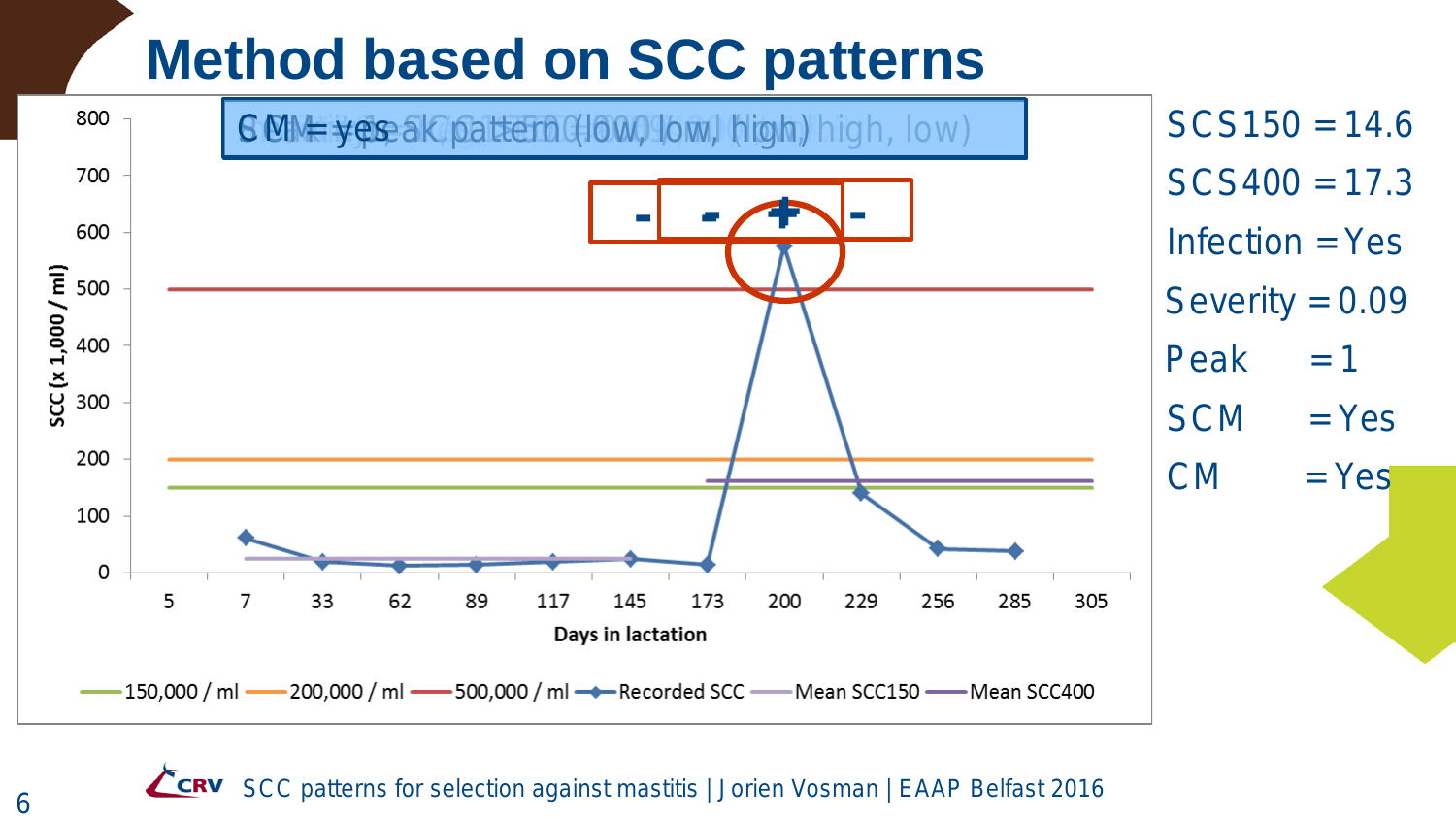# Method based on SCC patterns

CM = yes

SCS150 = 14.6

SCS400 = 17.3

Infection = Yes

Severity = 0.09

Peak = 1

SCM = Yes

CM = Yes

SCC (x 1,000 / ml)

Days in lactation: 5, 7, 33, 62, 89, 117, 145, 173, 200, 229, 256, 285, 305

Legend: 150,000 / ml; 200,000 / ml; 500,000 / ml; Recorded SCC; Mean SCC150; Mean SCC400

SCC patterns for selection against mastitis | Jorien Vosman | EAAP Belfast 2016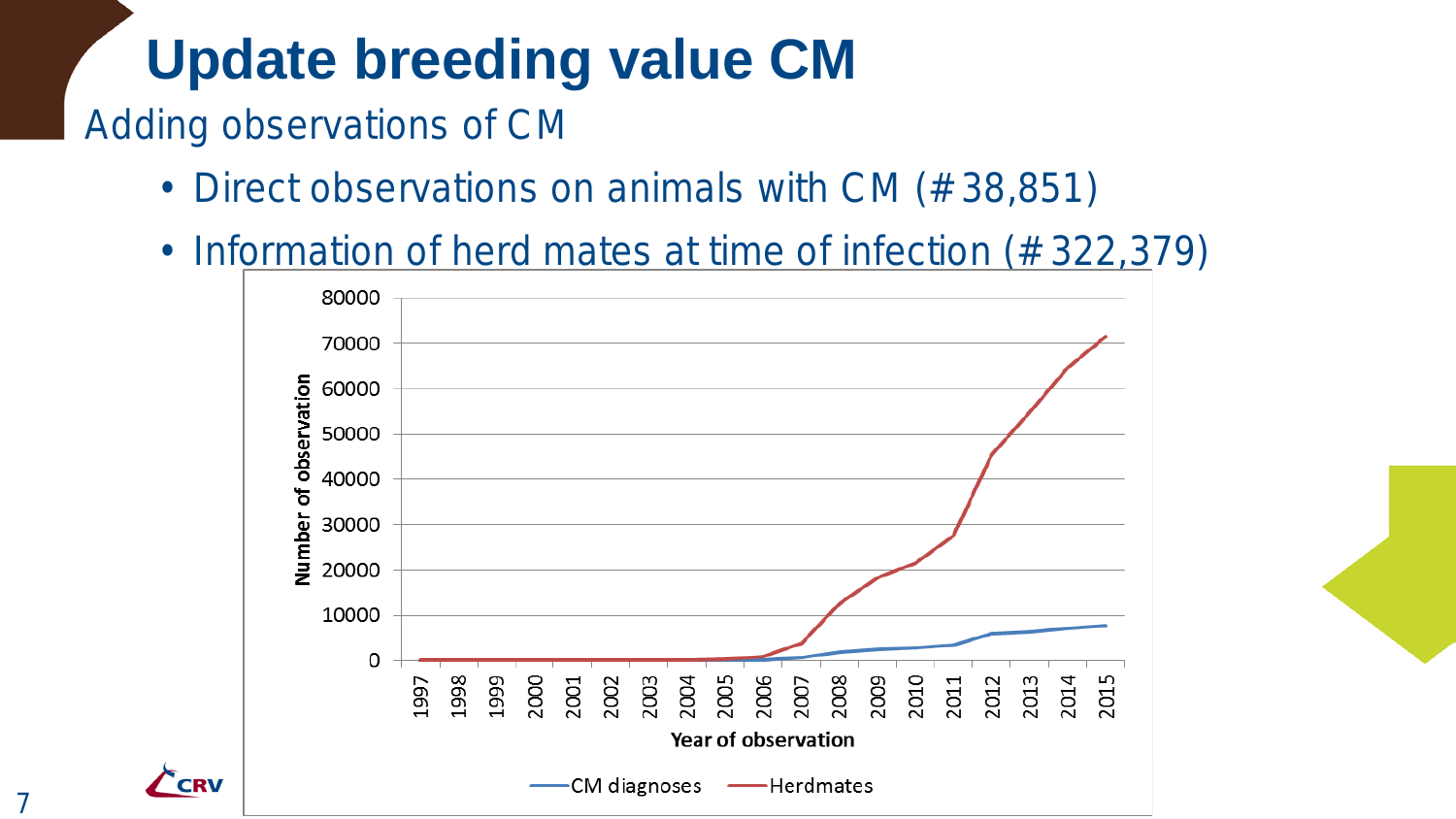# Update breeding value CM

Adding observations of CM

- Direct observations on animals with CM (# 38,851)
- Information of herd mates at time of infection (# 322,379)

Number of observation

Year of observation

CM diagnoses — Herdmates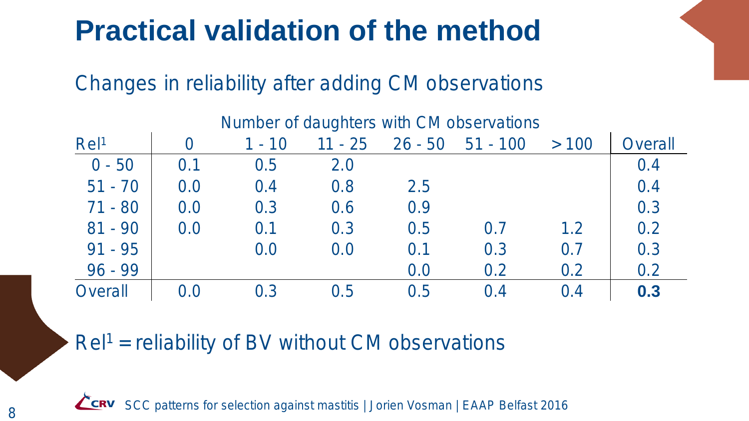# Practical validation of the method

## Changes in reliability after adding CM observations

| Rel[1] | Number of daughters with CM observations | | | | | | |
|---|---|---|---|---|---|---|---|
| | 0 | 1 - 10 | 11 - 25 | 26 - 50 | 51 - 100 | >100 | Overall |
| 0 - 50 | 0.1 | 0.5 | 2.0 | | | | 0.4 |
| 51 - 70 | 0.0 | 0.4 | 0.8 | 2.5 | | | 0.4 |
| 71 - 80 | 0.0 | 0.3 | 0.6 | 0.9 | | | 0.3 |
| 81 - 90 | 0.0 | 0.1 | 0.3 | 0.5 | 0.7 | 1.2 | 0.2 |
| 91 - 95 | | 0.0 | 0.0 | 0.1 | 0.3 | 0.7 | 0.3 |
| 96 - 99 | | | | 0.0 | 0.2 | 0.2 | 0.2 |
| Overall | 0.0 | 0.3 | 0.5 | 0.5 | 0.4 | 0.4 | **0.3** |

Rel[1] = reliability of BV without CM observations

SCC patterns for selection against mastitis | Jorien Vosman | EAAP Belfast 2016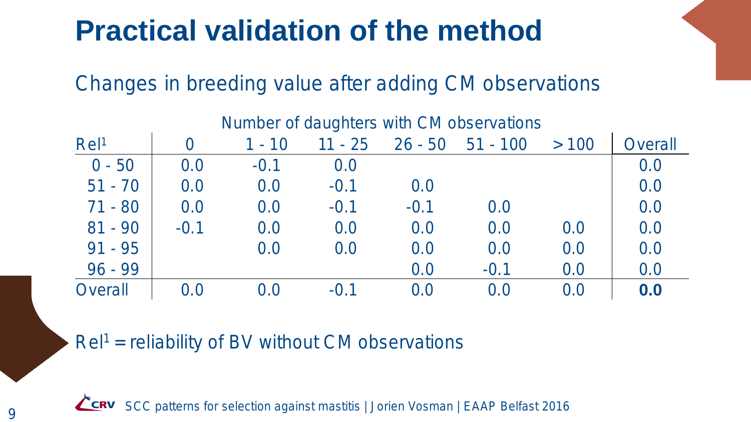# Practical validation of the method

## Changes in breeding value after adding CM observations

| Rel[1] | Number of daughters with CM observations | | | | | | Overall |
|---|---|---|---|---|---|---|---|
| | 0 | 1 - 10 | 11 - 25 | 26 - 50 | 51 - 100 | >100 | |
| 0 - 50 | 0.0 | -0.1 | 0.0 | | | | 0.0 |
| 51 - 70 | 0.0 | 0.0 | -0.1 | 0.0 | | | 0.0 |
| 71 - 80 | 0.0 | 0.0 | -0.1 | -0.1 | 0.0 | | 0.0 |
| 81 - 90 | -0.1 | 0.0 | 0.0 | 0.0 | 0.0 | 0.0 | 0.0 |
| 91 - 95 | | 0.0 | 0.0 | 0.0 | 0.0 | 0.0 | 0.0 |
| 96 - 99 | | | | 0.0 | -0.1 | 0.0 | 0.0 |
| Overall | 0.0 | 0.0 | -0.1 | 0.0 | 0.0 | 0.0 | **0.0** |

Rel[1] = reliability of BV without CM observations

SCC patterns for selection against mastitis | Jorien Vosman | EAAP Belfast 2016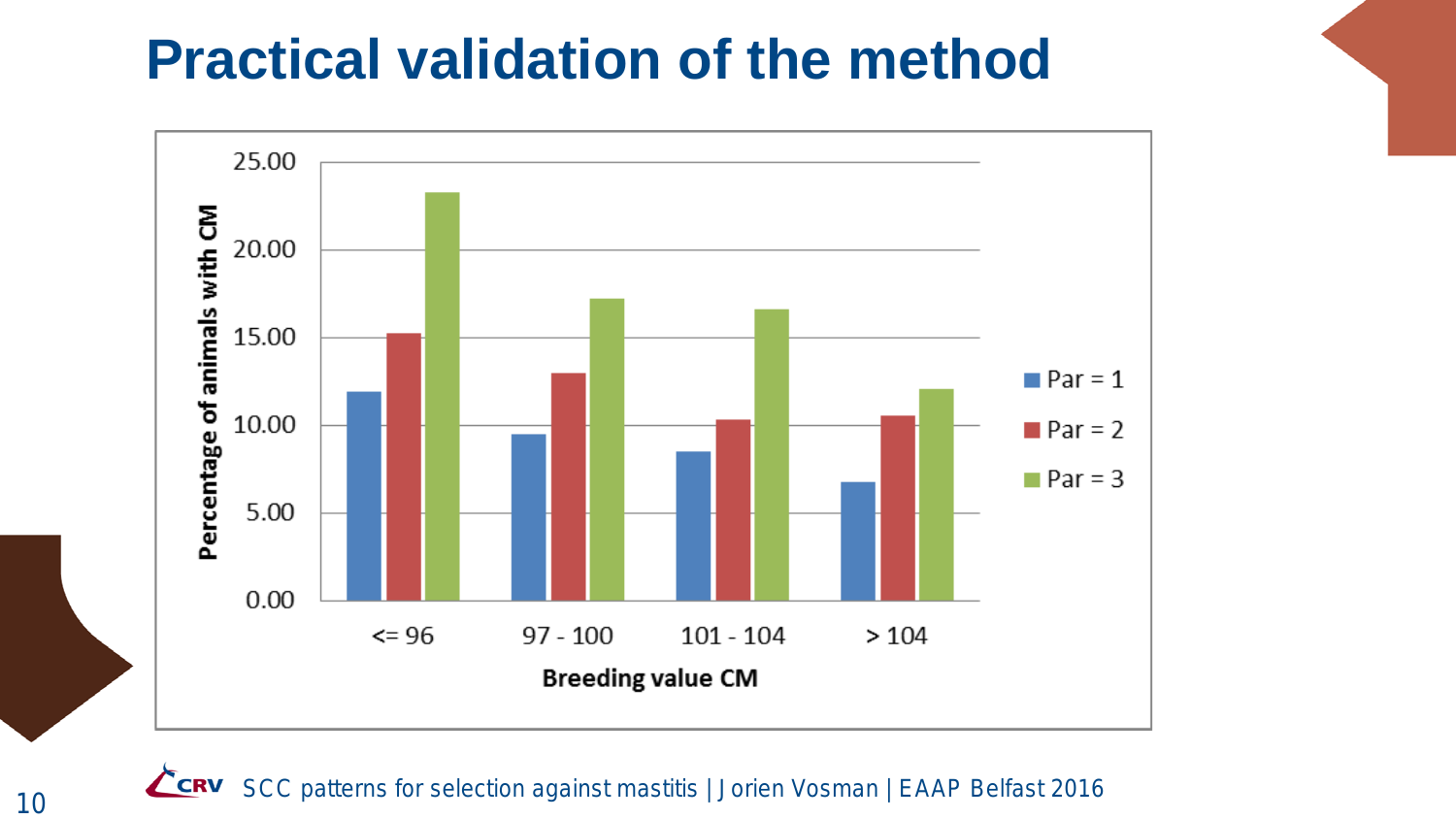# Practical validation of the method

| Breeding value CM | Par = 1 | Par = 2 | Par = 3 |
|---|---|---|---|
| <= 96 | 11.9 | 15.2 | 23.3 |
| 97 - 100 | 9.5 | 13.0 | 17.2 |
| 101 - 104 | 8.5 | 10.3 | 16.6 |
| > 104 | 6.8 | 10.6 | 12.1 |

Percentage of animals with CM by Breeding value CM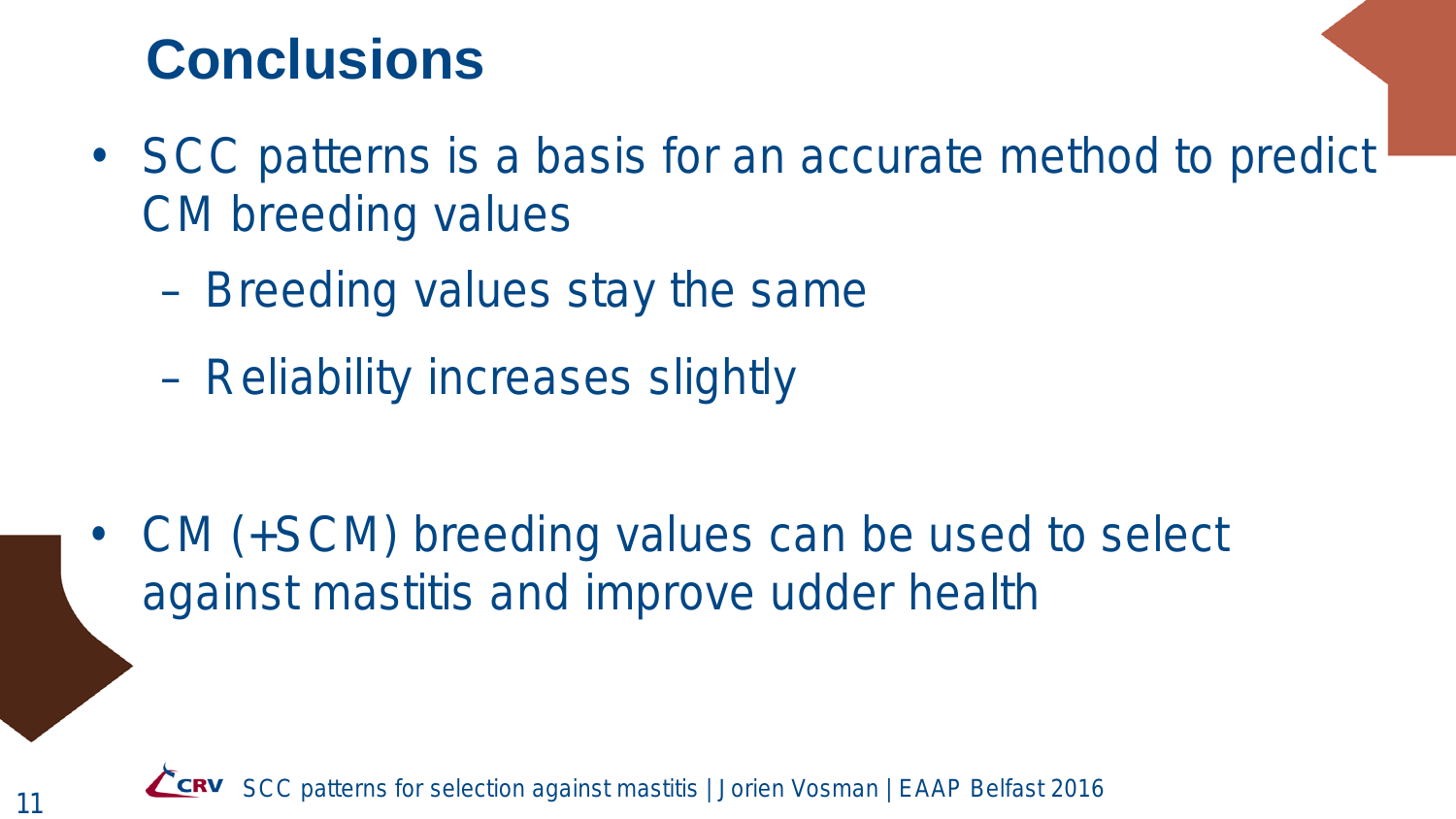# Conclusions

- SCC patterns is a basis for an accurate method to predict CM breeding values
  - Breeding values stay the same
  - Reliability increases slightly

- CM (+SCM) breeding values can be used to select against mastitis and improve udder health